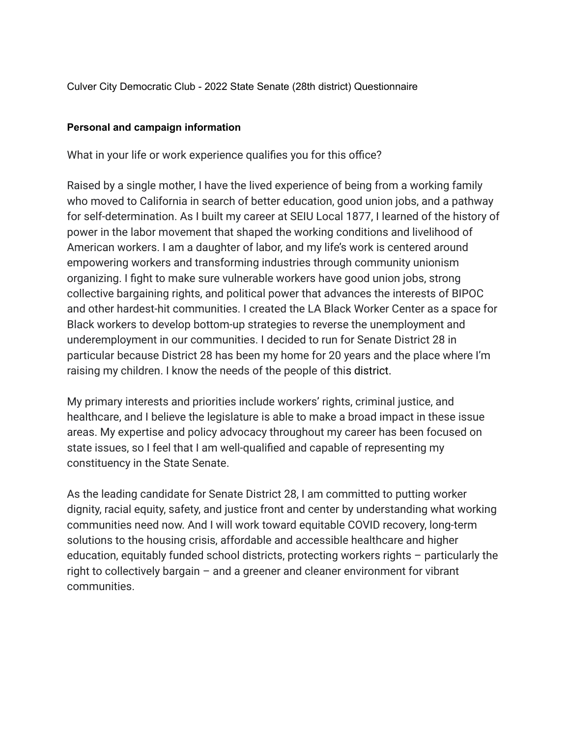Culver City Democratic Club - 2022 State Senate (28th district) Questionnaire

**Personal and campaign information**

What in your life or work experience qualifies you for this office?

Raised by a single mother, I have the lived experience of being from a working family who moved to California in search of better education, good union jobs, and a pathway for self-determination. As I built my career at SEIU Local 1877, I learned of the history of power in the labor movement that shaped the working conditions and livelihood of American workers. I am a daughter of labor, and my life's work is centered around empowering workers and transforming industries through community unionism organizing. I fight to make sure vulnerable workers have good union jobs, strong collective bargaining rights, and political power that advances the interests of BIPOC and other hardest-hit communities. I created the LA Black Worker Center as a space for Black workers to develop bottom-up strategies to reverse the unemployment and underemployment in our communities. I decided to run for Senate District 28 in particular because District 28 has been my home for 20 years and the place where I'm raising my children. I know the needs of the people of this district.

My primary interests and priorities include workers' rights, criminal justice, and healthcare, and I believe the legislature is able to make a broad impact in these issue areas. My expertise and policy advocacy throughout my career has been focused on state issues, so I feel that I am well-qualified and capable of representing my constituency in the State Senate.

As the leading candidate for Senate District 28, I am committed to putting worker dignity, racial equity, safety, and justice front and center by understanding what working communities need now. And I will work toward equitable COVID recovery, long-term solutions to the housing crisis, affordable and accessible healthcare and higher education, equitably funded school districts, protecting workers rights – particularly the right to collectively bargain – and a greener and cleaner environment for vibrant communities.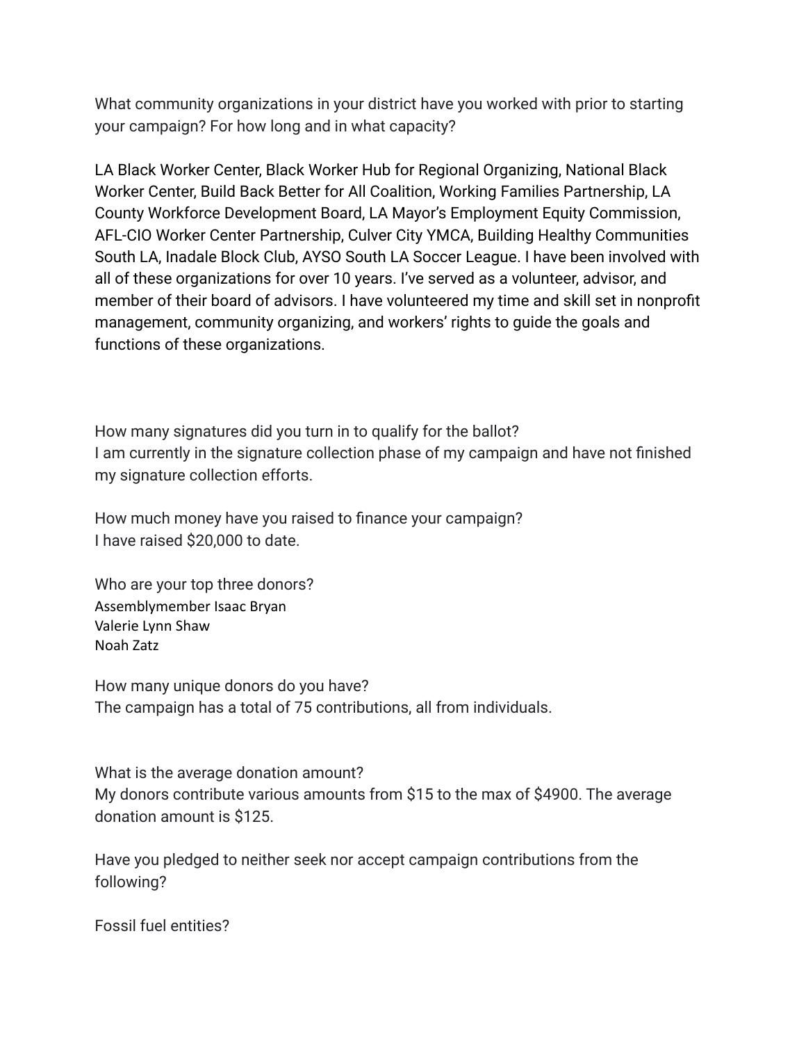What community organizations in your district have you worked with prior to starting your campaign? For how long and in what capacity?

LA Black Worker Center, Black Worker Hub for Regional Organizing, National Black Worker Center, Build Back Better for All Coalition, Working Families Partnership, LA County Workforce Development Board, LA Mayor's Employment Equity Commission, AFL-CIO Worker Center Partnership, Culver City YMCA, Building Healthy Communities South LA, Inadale Block Club, AYSO South LA Soccer League. I have been involved with all of these organizations for over 10 years. I've served as a volunteer, advisor, and member of their board of advisors. I have volunteered my time and skill set in nonprofit management, community organizing, and workers' rights to guide the goals and functions of these organizations.

How many signatures did you turn in to qualify for the ballot?
I am currently in the signature collection phase of my campaign and have not finished my signature collection efforts.

How much money have you raised to finance your campaign?
I have raised $20,000 to date.

Who are your top three donors?
Assemblymember Isaac Bryan
Valerie Lynn Shaw
Noah Zatz

How many unique donors do you have?
The campaign has a total of 75 contributions, all from individuals.

What is the average donation amount?
My donors contribute various amounts from $15 to the max of $4900. The average donation amount is $125.

Have you pledged to neither seek nor accept campaign contributions from the following?

Fossil fuel entities?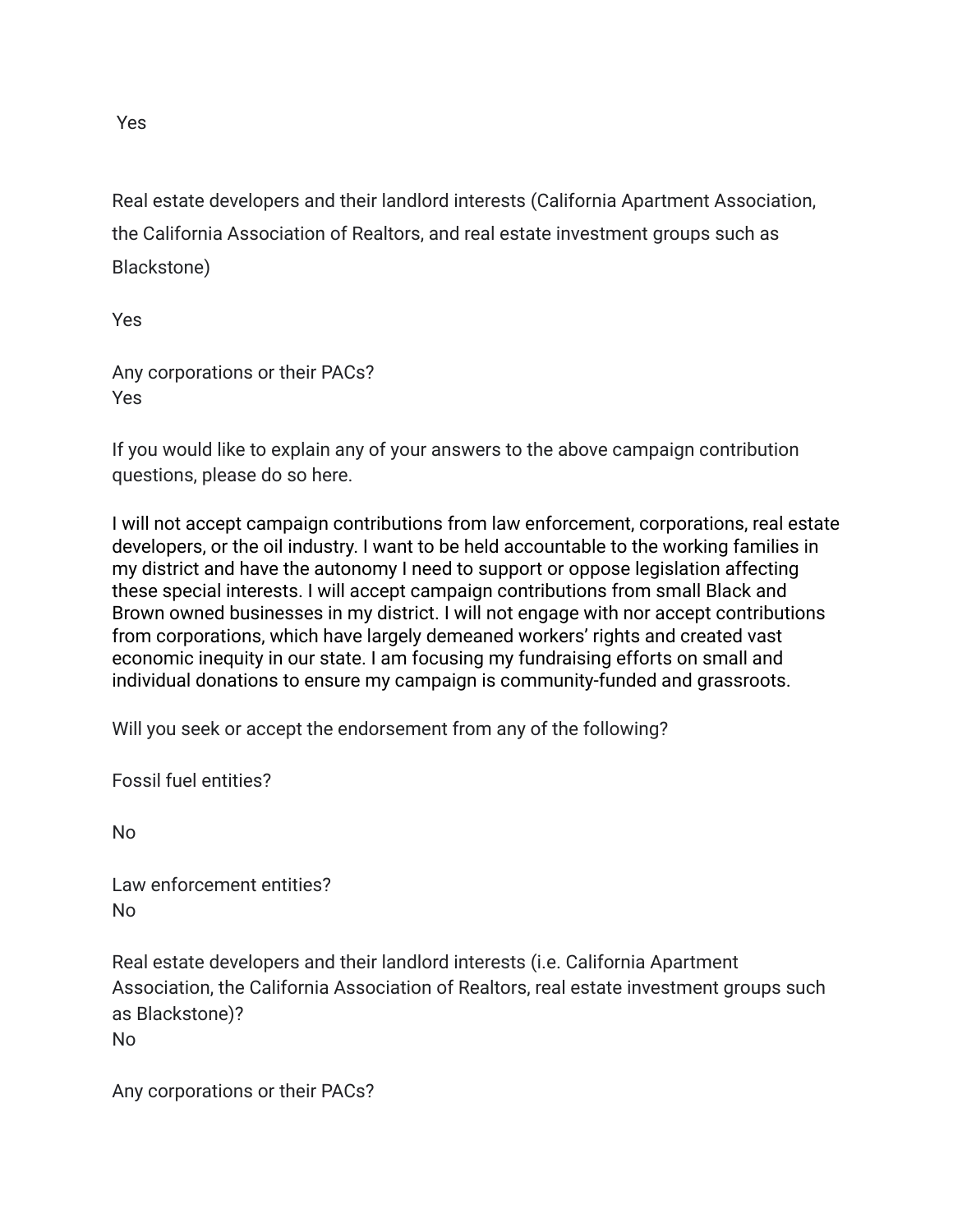Yes

Real estate developers and their landlord interests (California Apartment Association, the California Association of Realtors, and real estate investment groups such as Blackstone)

Yes

Any corporations or their PACs?
Yes

If you would like to explain any of your answers to the above campaign contribution questions, please do so here.

I will not accept campaign contributions from law enforcement, corporations, real estate developers, or the oil industry. I want to be held accountable to the working families in my district and have the autonomy I need to support or oppose legislation affecting these special interests. I will accept campaign contributions from small Black and Brown owned businesses in my district. I will not engage with nor accept contributions from corporations, which have largely demeaned workers' rights and created vast economic inequity in our state. I am focusing my fundraising efforts on small and individual donations to ensure my campaign is community-funded and grassroots.

Will you seek or accept the endorsement from any of the following?

Fossil fuel entities?

No

Law enforcement entities?
No

Real estate developers and their landlord interests (i.e. California Apartment Association, the California Association of Realtors, real estate investment groups such as Blackstone)?
No

Any corporations or their PACs?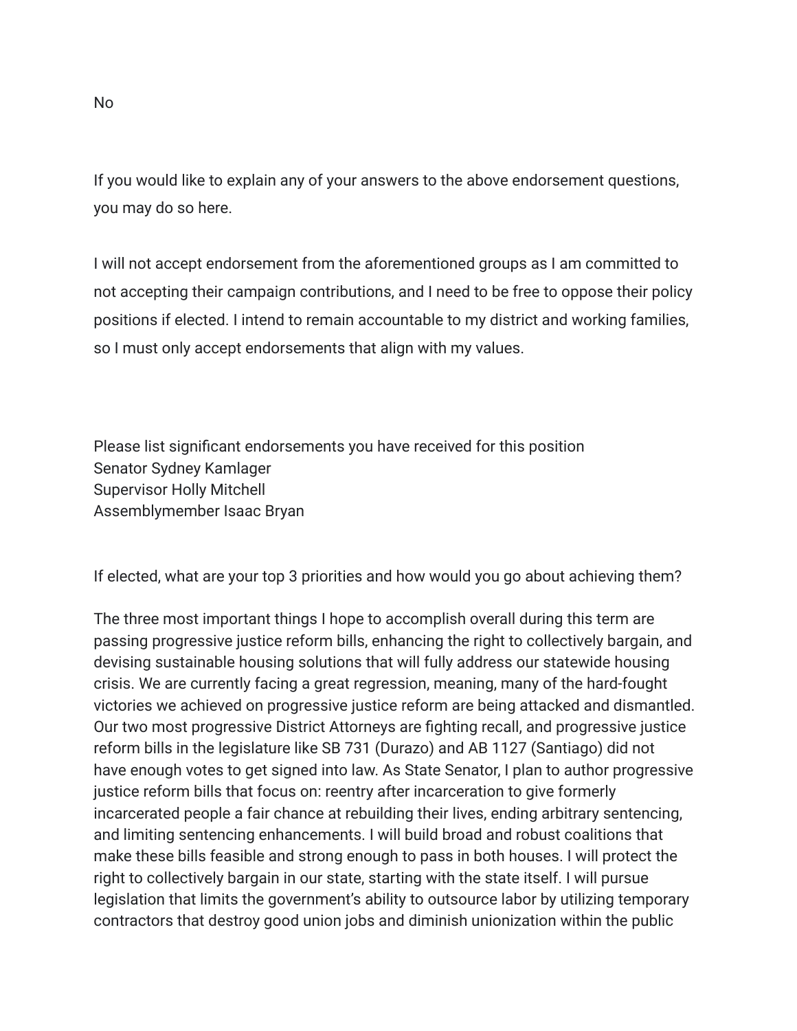No

If you would like to explain any of your answers to the above endorsement questions, you may do so here.

I will not accept endorsement from the aforementioned groups as I am committed to not accepting their campaign contributions, and I need to be free to oppose their policy positions if elected. I intend to remain accountable to my district and working families, so I must only accept endorsements that align with my values.

Please list significant endorsements you have received for this position
Senator Sydney Kamlager
Supervisor Holly Mitchell
Assemblymember Isaac Bryan

If elected, what are your top 3 priorities and how would you go about achieving them?

The three most important things I hope to accomplish overall during this term are passing progressive justice reform bills, enhancing the right to collectively bargain, and devising sustainable housing solutions that will fully address our statewide housing crisis. We are currently facing a great regression, meaning, many of the hard-fought victories we achieved on progressive justice reform are being attacked and dismantled. Our two most progressive District Attorneys are fighting recall, and progressive justice reform bills in the legislature like SB 731 (Durazo) and AB 1127 (Santiago) did not have enough votes to get signed into law. As State Senator, I plan to author progressive justice reform bills that focus on: reentry after incarceration to give formerly incarcerated people a fair chance at rebuilding their lives, ending arbitrary sentencing, and limiting sentencing enhancements. I will build broad and robust coalitions that make these bills feasible and strong enough to pass in both houses. I will protect the right to collectively bargain in our state, starting with the state itself. I will pursue legislation that limits the government's ability to outsource labor by utilizing temporary contractors that destroy good union jobs and diminish unionization within the public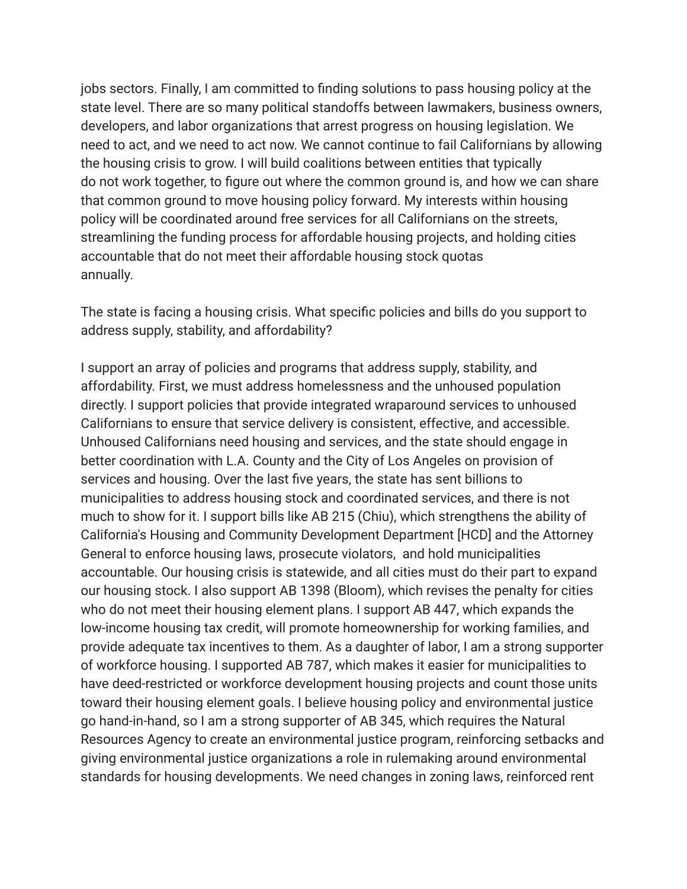jobs sectors. Finally, I am committed to finding solutions to pass housing policy at the state level. There are so many political standoffs between lawmakers, business owners, developers, and labor organizations that arrest progress on housing legislation. We need to act, and we need to act now. We cannot continue to fail Californians by allowing the housing crisis to grow. I will build coalitions between entities that typically do not work together, to figure out where the common ground is, and how we can share that common ground to move housing policy forward. My interests within housing policy will be coordinated around free services for all Californians on the streets, streamlining the funding process for affordable housing projects, and holding cities accountable that do not meet their affordable housing stock quotas annually.

The state is facing a housing crisis. What specific policies and bills do you support to address supply, stability, and affordability?

I support an array of policies and programs that address supply, stability, and affordability. First, we must address homelessness and the unhoused population directly. I support policies that provide integrated wraparound services to unhoused Californians to ensure that service delivery is consistent, effective, and accessible. Unhoused Californians need housing and services, and the state should engage in better coordination with L.A. County and the City of Los Angeles on provision of services and housing. Over the last five years, the state has sent billions to municipalities to address housing stock and coordinated services, and there is not much to show for it. I support bills like AB 215 (Chiu), which strengthens the ability of California's Housing and Community Development Department [HCD] and the Attorney General to enforce housing laws, prosecute violators, and hold municipalities accountable. Our housing crisis is statewide, and all cities must do their part to expand our housing stock. I also support AB 1398 (Bloom), which revises the penalty for cities who do not meet their housing element plans. I support AB 447, which expands the low-income housing tax credit, will promote homeownership for working families, and provide adequate tax incentives to them. As a daughter of labor, I am a strong supporter of workforce housing. I supported AB 787, which makes it easier for municipalities to have deed-restricted or workforce development housing projects and count those units toward their housing element goals. I believe housing policy and environmental justice go hand-in-hand, so I am a strong supporter of AB 345, which requires the Natural Resources Agency to create an environmental justice program, reinforcing setbacks and giving environmental justice organizations a role in rulemaking around environmental standards for housing developments. We need changes in zoning laws, reinforced rent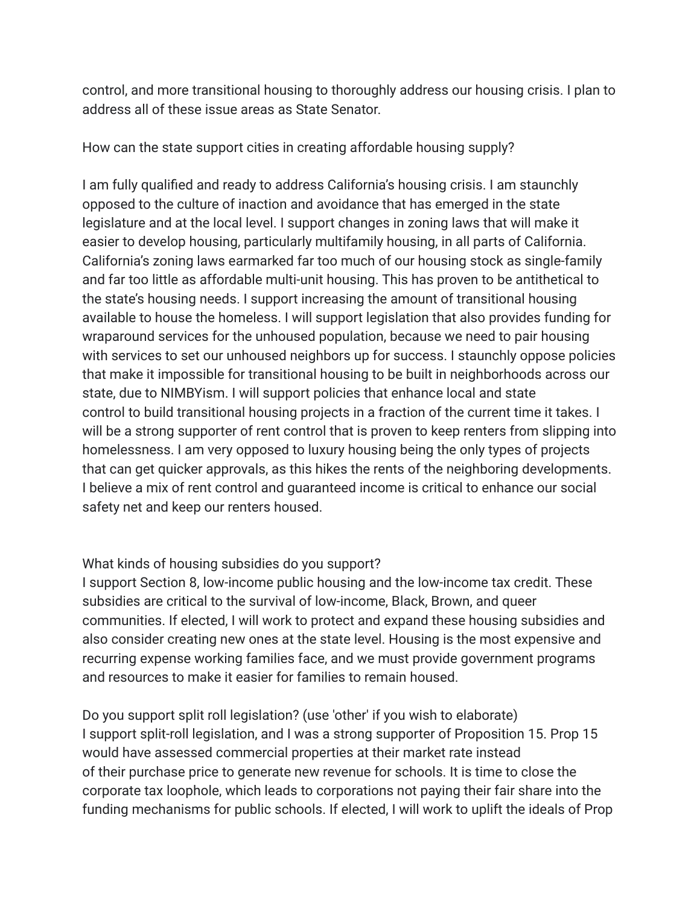control, and more transitional housing to thoroughly address our housing crisis. I plan to address all of these issue areas as State Senator.

How can the state support cities in creating affordable housing supply?

I am fully qualified and ready to address California's housing crisis. I am staunchly opposed to the culture of inaction and avoidance that has emerged in the state legislature and at the local level. I support changes in zoning laws that will make it easier to develop housing, particularly multifamily housing, in all parts of California. California's zoning laws earmarked far too much of our housing stock as single-family and far too little as affordable multi-unit housing. This has proven to be antithetical to the state's housing needs. I support increasing the amount of transitional housing available to house the homeless. I will support legislation that also provides funding for wraparound services for the unhoused population, because we need to pair housing with services to set our unhoused neighbors up for success. I staunchly oppose policies that make it impossible for transitional housing to be built in neighborhoods across our state, due to NIMBYism. I will support policies that enhance local and state control to build transitional housing projects in a fraction of the current time it takes. I will be a strong supporter of rent control that is proven to keep renters from slipping into homelessness. I am very opposed to luxury housing being the only types of projects that can get quicker approvals, as this hikes the rents of the neighboring developments. I believe a mix of rent control and guaranteed income is critical to enhance our social safety net and keep our renters housed.

What kinds of housing subsidies do you support?
I support Section 8, low-income public housing and the low-income tax credit. These subsidies are critical to the survival of low-income, Black, Brown, and queer communities. If elected, I will work to protect and expand these housing subsidies and also consider creating new ones at the state level. Housing is the most expensive and recurring expense working families face, and we must provide government programs and resources to make it easier for families to remain housed.

Do you support split roll legislation? (use 'other' if you wish to elaborate)
I support split-roll legislation, and I was a strong supporter of Proposition 15. Prop 15 would have assessed commercial properties at their market rate instead of their purchase price to generate new revenue for schools. It is time to close the corporate tax loophole, which leads to corporations not paying their fair share into the funding mechanisms for public schools. If elected, I will work to uplift the ideals of Prop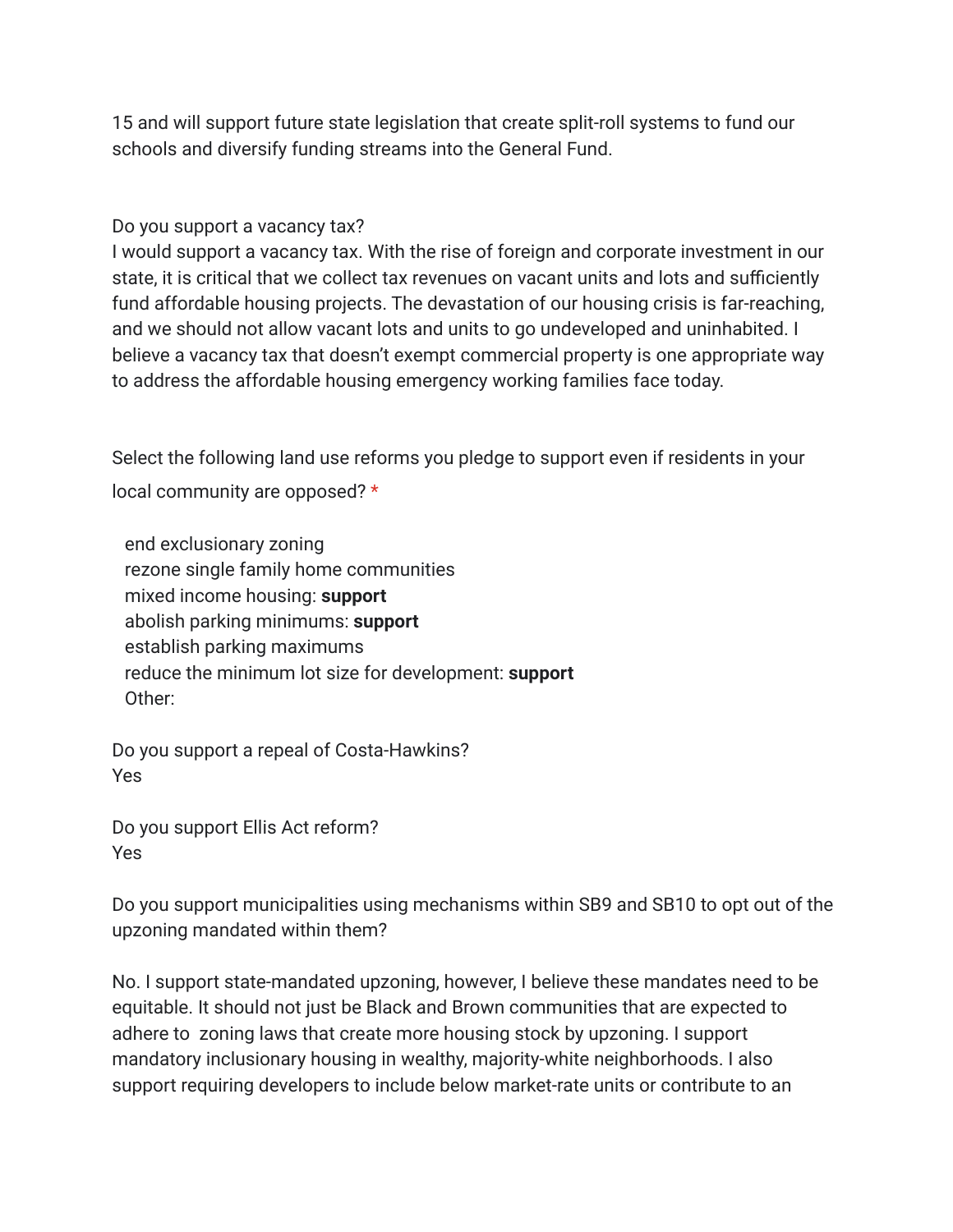15 and will support future state legislation that create split-roll systems to fund our schools and diversify funding streams into the General Fund.

Do you support a vacancy tax?
I would support a vacancy tax. With the rise of foreign and corporate investment in our state, it is critical that we collect tax revenues on vacant units and lots and sufficiently fund affordable housing projects. The devastation of our housing crisis is far-reaching, and we should not allow vacant lots and units to go undeveloped and uninhabited. I believe a vacancy tax that doesn't exempt commercial property is one appropriate way to address the affordable housing emergency working families face today.

Select the following land use reforms you pledge to support even if residents in your local community are opposed? *

- end exclusionary zoning
- rezone single family home communities
- mixed income housing: **support**
- abolish parking minimums: **support**
- establish parking maximums
- reduce the minimum lot size for development: **support**
- Other:

Do you support a repeal of Costa-Hawkins?
Yes

Do you support Ellis Act reform?
Yes

Do you support municipalities using mechanisms within SB9 and SB10 to opt out of the upzoning mandated within them?

No. I support state-mandated upzoning, however, I believe these mandates need to be equitable. It should not just be Black and Brown communities that are expected to adhere to zoning laws that create more housing stock by upzoning. I support mandatory inclusionary housing in wealthy, majority-white neighborhoods. I also support requiring developers to include below market-rate units or contribute to an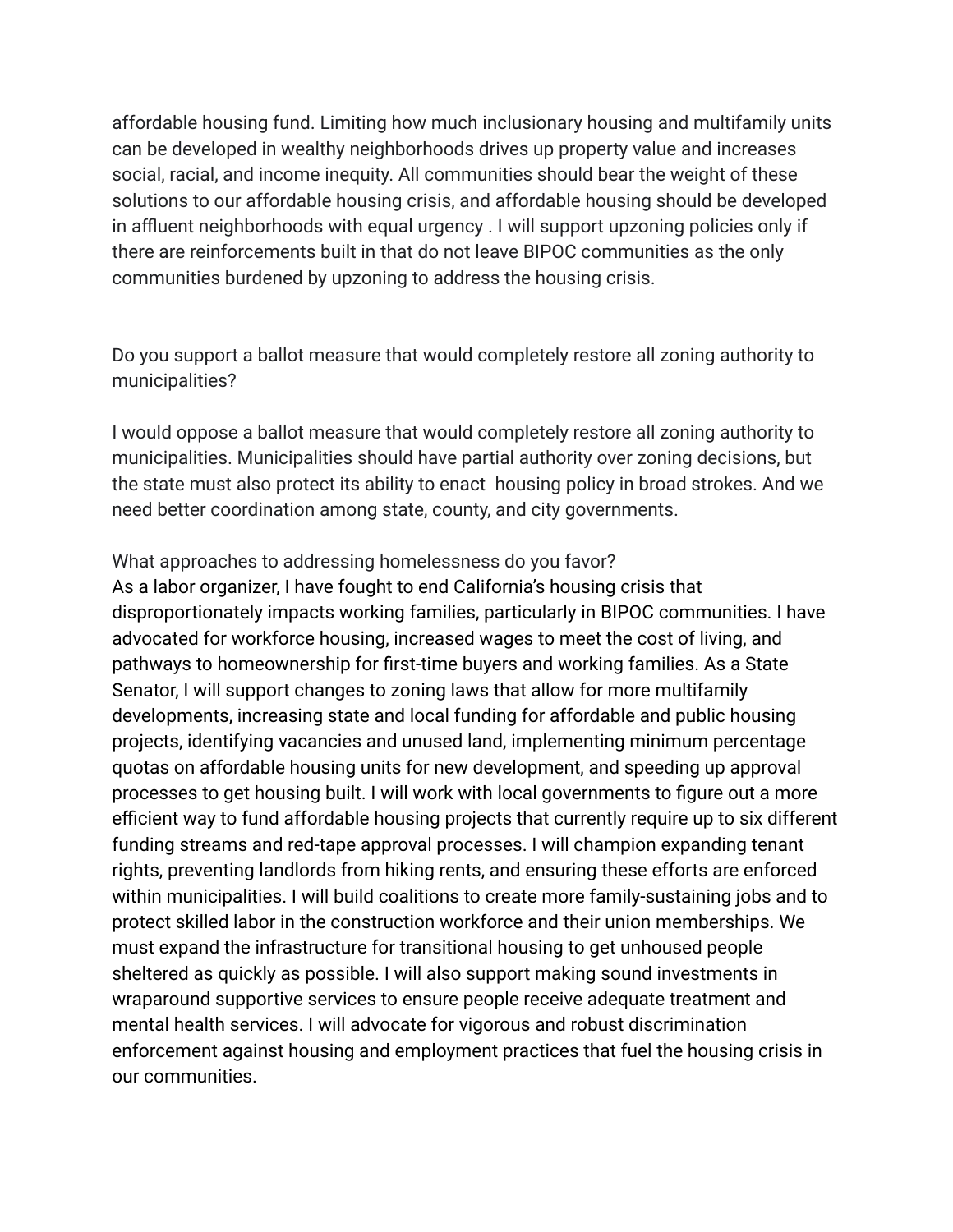affordable housing fund. Limiting how much inclusionary housing and multifamily units can be developed in wealthy neighborhoods drives up property value and increases social, racial, and income inequity. All communities should bear the weight of these solutions to our affordable housing crisis, and affordable housing should be developed in affluent neighborhoods with equal urgency . I will support upzoning policies only if there are reinforcements built in that do not leave BIPOC communities as the only communities burdened by upzoning to address the housing crisis.

Do you support a ballot measure that would completely restore all zoning authority to municipalities?

I would oppose a ballot measure that would completely restore all zoning authority to municipalities. Municipalities should have partial authority over zoning decisions, but the state must also protect its ability to enact  housing policy in broad strokes. And we need better coordination among state, county, and city governments.

What approaches to addressing homelessness do you favor?
As a labor organizer, I have fought to end California's housing crisis that disproportionately impacts working families, particularly in BIPOC communities. I have advocated for workforce housing, increased wages to meet the cost of living, and pathways to homeownership for first-time buyers and working families. As a State Senator, I will support changes to zoning laws that allow for more multifamily developments, increasing state and local funding for affordable and public housing projects, identifying vacancies and unused land, implementing minimum percentage quotas on affordable housing units for new development, and speeding up approval processes to get housing built. I will work with local governments to figure out a more efficient way to fund affordable housing projects that currently require up to six different funding streams and red-tape approval processes. I will champion expanding tenant rights, preventing landlords from hiking rents, and ensuring these efforts are enforced within municipalities. I will build coalitions to create more family-sustaining jobs and to protect skilled labor in the construction workforce and their union memberships. We must expand the infrastructure for transitional housing to get unhoused people sheltered as quickly as possible. I will also support making sound investments in wraparound supportive services to ensure people receive adequate treatment and mental health services. I will advocate for vigorous and robust discrimination enforcement against housing and employment practices that fuel the housing crisis in our communities.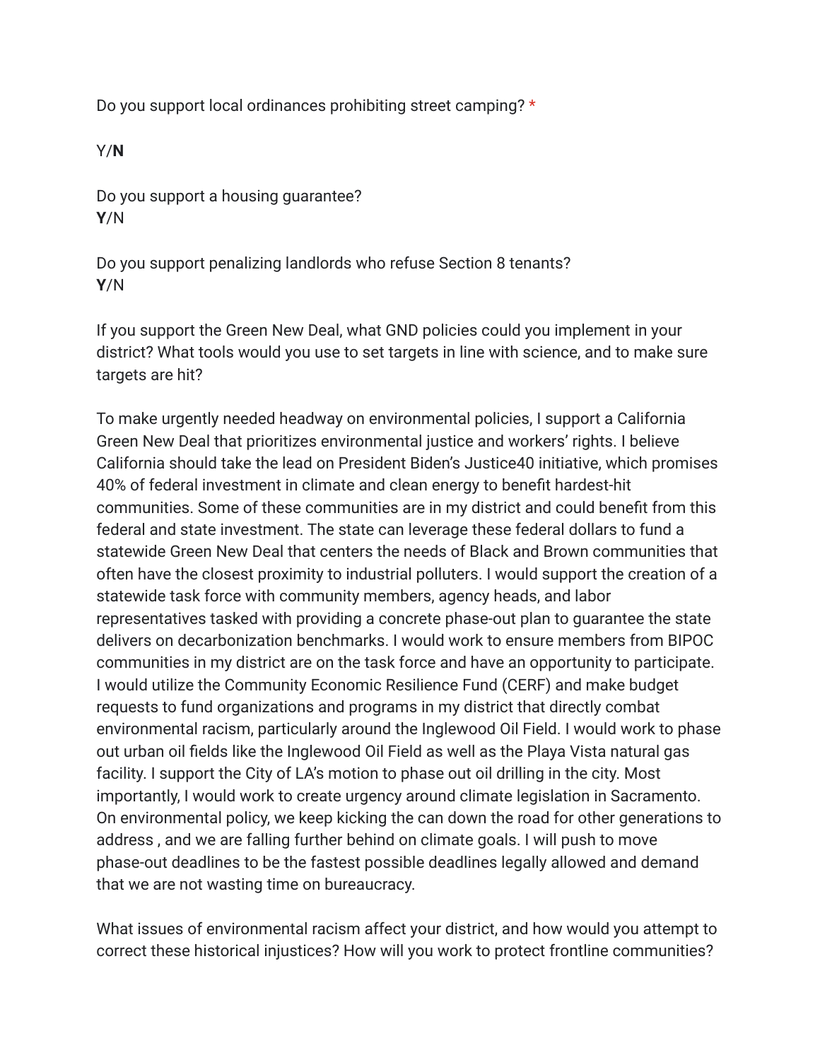Do you support local ordinances prohibiting street camping? *

Y/**N**

Do you support a housing guarantee?
**Y**/N

Do you support penalizing landlords who refuse Section 8 tenants?
**Y**/N

If you support the Green New Deal, what GND policies could you implement in your district? What tools would you use to set targets in line with science, and to make sure targets are hit?

To make urgently needed headway on environmental policies, I support a California Green New Deal that prioritizes environmental justice and workers' rights. I believe California should take the lead on President Biden's Justice40 initiative, which promises 40% of federal investment in climate and clean energy to benefit hardest-hit communities. Some of these communities are in my district and could benefit from this federal and state investment. The state can leverage these federal dollars to fund a statewide Green New Deal that centers the needs of Black and Brown communities that often have the closest proximity to industrial polluters. I would support the creation of a statewide task force with community members, agency heads, and labor representatives tasked with providing a concrete phase-out plan to guarantee the state delivers on decarbonization benchmarks. I would work to ensure members from BIPOC communities in my district are on the task force and have an opportunity to participate. I would utilize the Community Economic Resilience Fund (CERF) and make budget requests to fund organizations and programs in my district that directly combat environmental racism, particularly around the Inglewood Oil Field. I would work to phase out urban oil fields like the Inglewood Oil Field as well as the Playa Vista natural gas facility. I support the City of LA's motion to phase out oil drilling in the city. Most importantly, I would work to create urgency around climate legislation in Sacramento. On environmental policy, we keep kicking the can down the road for other generations to address , and we are falling further behind on climate goals. I will push to move phase-out deadlines to be the fastest possible deadlines legally allowed and demand that we are not wasting time on bureaucracy.

What issues of environmental racism affect your district, and how would you attempt to correct these historical injustices? How will you work to protect frontline communities?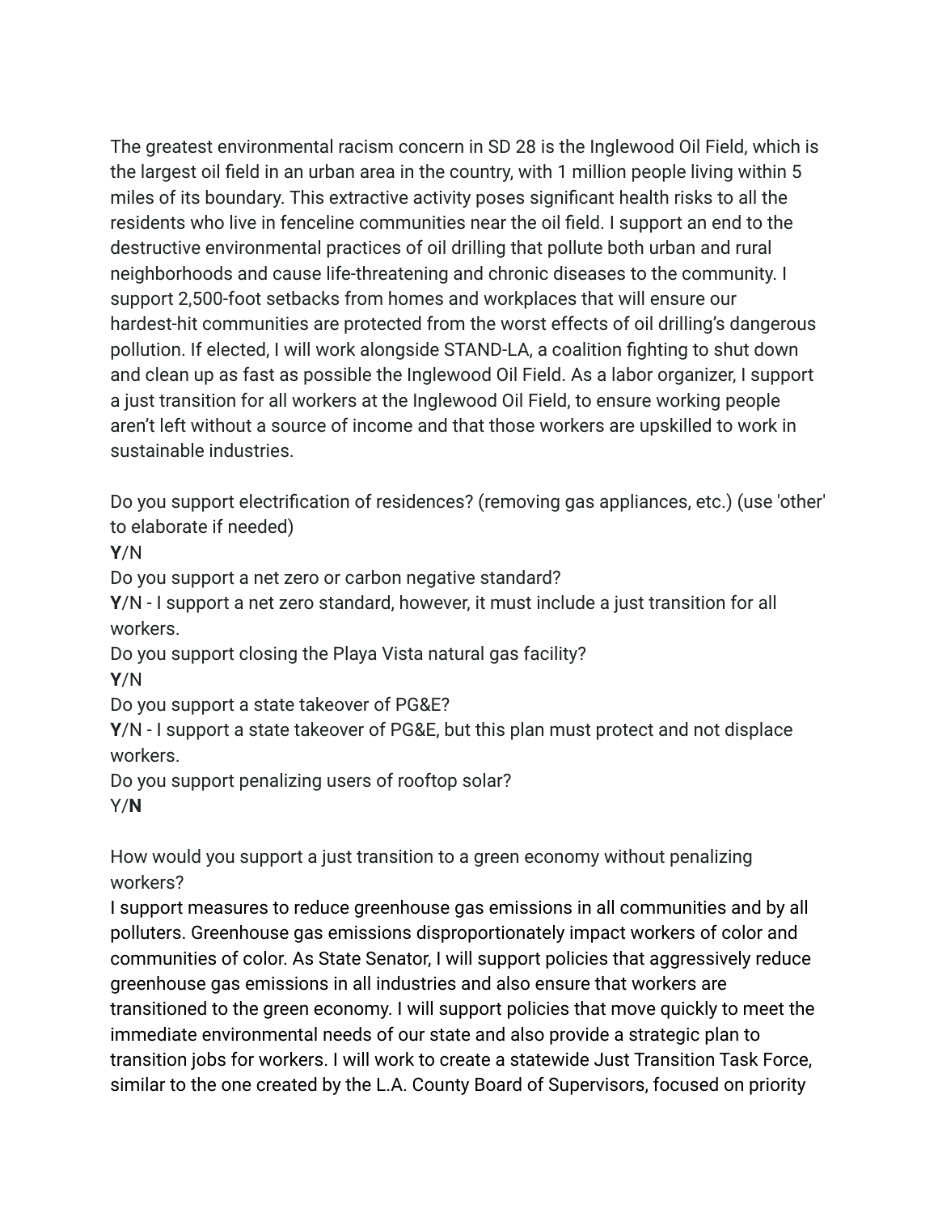The greatest environmental racism concern in SD 28 is the Inglewood Oil Field, which is the largest oil field in an urban area in the country, with 1 million people living within 5 miles of its boundary. This extractive activity poses significant health risks to all the residents who live in fenceline communities near the oil field. I support an end to the destructive environmental practices of oil drilling that pollute both urban and rural neighborhoods and cause life-threatening and chronic diseases to the community. I support 2,500-foot setbacks from homes and workplaces that will ensure our hardest-hit communities are protected from the worst effects of oil drilling's dangerous pollution. If elected, I will work alongside STAND-LA, a coalition fighting to shut down and clean up as fast as possible the Inglewood Oil Field. As a labor organizer, I support a just transition for all workers at the Inglewood Oil Field, to ensure working people aren't left without a source of income and that those workers are upskilled to work in sustainable industries.

Do you support electrification of residences? (removing gas appliances, etc.) (use 'other' to elaborate if needed)
**Y**/N
Do you support a net zero or carbon negative standard?
**Y**/N - I support a net zero standard, however, it must include a just transition for all workers.
Do you support closing the Playa Vista natural gas facility?
**Y**/N
Do you support a state takeover of PG&E?
**Y**/N - I support a state takeover of PG&E, but this plan must protect and not displace workers.
Do you support penalizing users of rooftop solar?
Y/**N**

How would you support a just transition to a green economy without penalizing workers?
I support measures to reduce greenhouse gas emissions in all communities and by all polluters. Greenhouse gas emissions disproportionately impact workers of color and communities of color. As State Senator, I will support policies that aggressively reduce greenhouse gas emissions in all industries and also ensure that workers are transitioned to the green economy. I will support policies that move quickly to meet the immediate environmental needs of our state and also provide a strategic plan to transition jobs for workers. I will work to create a statewide Just Transition Task Force, similar to the one created by the L.A. County Board of Supervisors, focused on priority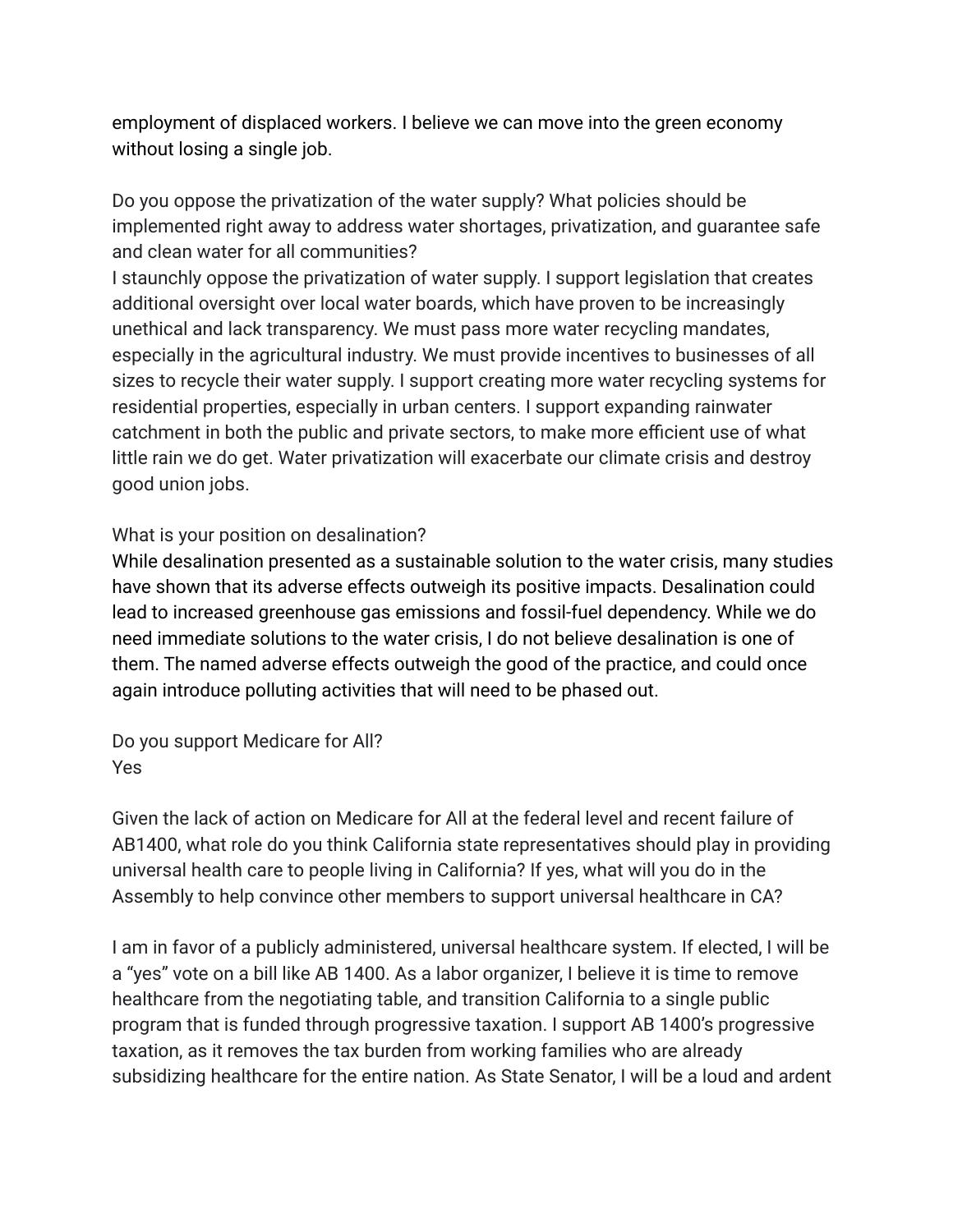employment of displaced workers. I believe we can move into the green economy without losing a single job.

Do you oppose the privatization of the water supply? What policies should be implemented right away to address water shortages, privatization, and guarantee safe and clean water for all communities?
I staunchly oppose the privatization of water supply. I support legislation that creates additional oversight over local water boards, which have proven to be increasingly unethical and lack transparency. We must pass more water recycling mandates, especially in the agricultural industry. We must provide incentives to businesses of all sizes to recycle their water supply. I support creating more water recycling systems for residential properties, especially in urban centers. I support expanding rainwater catchment in both the public and private sectors, to make more efficient use of what little rain we do get. Water privatization will exacerbate our climate crisis and destroy good union jobs.

What is your position on desalination?
While desalination presented as a sustainable solution to the water crisis, many studies have shown that its adverse effects outweigh its positive impacts. Desalination could lead to increased greenhouse gas emissions and fossil-fuel dependency. While we do need immediate solutions to the water crisis, I do not believe desalination is one of them. The named adverse effects outweigh the good of the practice, and could once again introduce polluting activities that will need to be phased out.

Do you support Medicare for All?
Yes

Given the lack of action on Medicare for All at the federal level and recent failure of AB1400, what role do you think California state representatives should play in providing universal health care to people living in California? If yes, what will you do in the Assembly to help convince other members to support universal healthcare in CA?

I am in favor of a publicly administered, universal healthcare system. If elected, I will be a "yes" vote on a bill like AB 1400. As a labor organizer, I believe it is time to remove healthcare from the negotiating table, and transition California to a single public program that is funded through progressive taxation. I support AB 1400's progressive taxation, as it removes the tax burden from working families who are already subsidizing healthcare for the entire nation. As State Senator, I will be a loud and ardent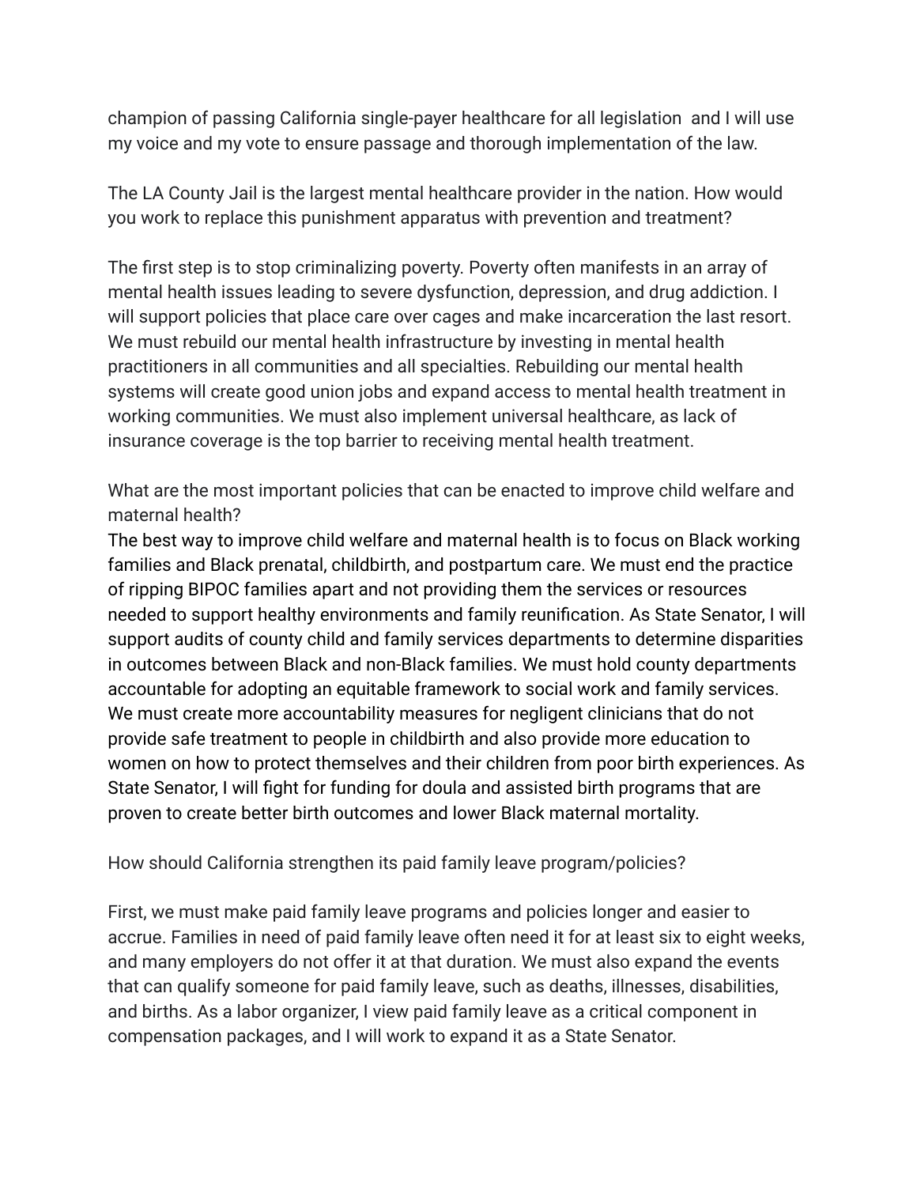champion of passing California single-payer healthcare for all legislation and I will use my voice and my vote to ensure passage and thorough implementation of the law.

The LA County Jail is the largest mental healthcare provider in the nation. How would you work to replace this punishment apparatus with prevention and treatment?

The first step is to stop criminalizing poverty. Poverty often manifests in an array of mental health issues leading to severe dysfunction, depression, and drug addiction. I will support policies that place care over cages and make incarceration the last resort. We must rebuild our mental health infrastructure by investing in mental health practitioners in all communities and all specialties. Rebuilding our mental health systems will create good union jobs and expand access to mental health treatment in working communities. We must also implement universal healthcare, as lack of insurance coverage is the top barrier to receiving mental health treatment.

What are the most important policies that can be enacted to improve child welfare and maternal health?

The best way to improve child welfare and maternal health is to focus on Black working families and Black prenatal, childbirth, and postpartum care. We must end the practice of ripping BIPOC families apart and not providing them the services or resources needed to support healthy environments and family reunification. As State Senator, I will support audits of county child and family services departments to determine disparities in outcomes between Black and non-Black families. We must hold county departments accountable for adopting an equitable framework to social work and family services. We must create more accountability measures for negligent clinicians that do not provide safe treatment to people in childbirth and also provide more education to women on how to protect themselves and their children from poor birth experiences. As State Senator, I will fight for funding for doula and assisted birth programs that are proven to create better birth outcomes and lower Black maternal mortality.

How should California strengthen its paid family leave program/policies?

First, we must make paid family leave programs and policies longer and easier to accrue. Families in need of paid family leave often need it for at least six to eight weeks, and many employers do not offer it at that duration. We must also expand the events that can qualify someone for paid family leave, such as deaths, illnesses, disabilities, and births. As a labor organizer, I view paid family leave as a critical component in compensation packages, and I will work to expand it as a State Senator.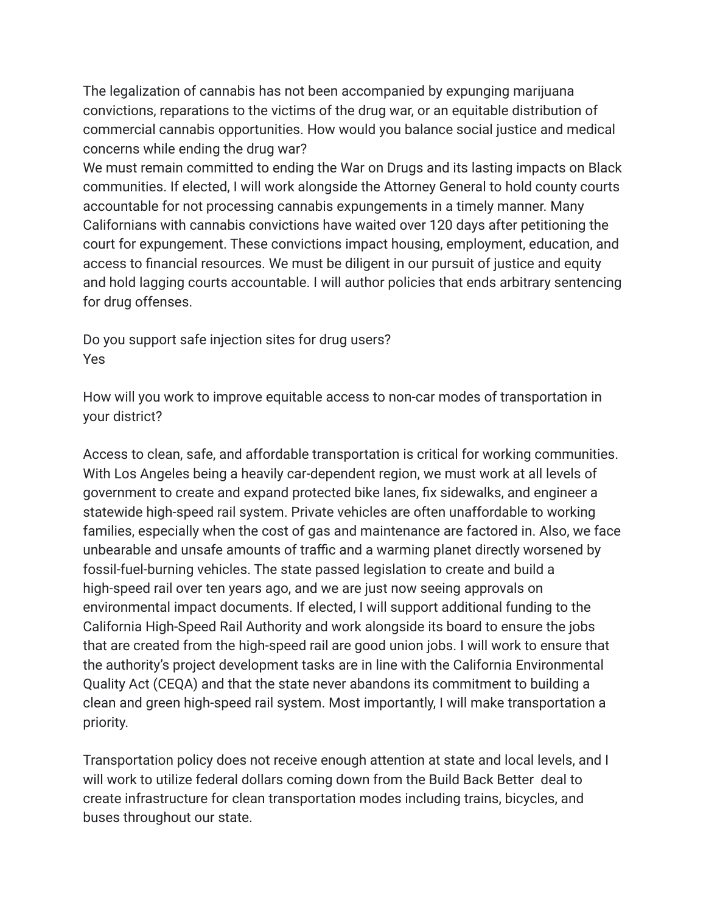The legalization of cannabis has not been accompanied by expunging marijuana convictions, reparations to the victims of the drug war, or an equitable distribution of commercial cannabis opportunities. How would you balance social justice and medical concerns while ending the drug war?
We must remain committed to ending the War on Drugs and its lasting impacts on Black communities. If elected, I will work alongside the Attorney General to hold county courts accountable for not processing cannabis expungements in a timely manner. Many Californians with cannabis convictions have waited over 120 days after petitioning the court for expungement. These convictions impact housing, employment, education, and access to financial resources. We must be diligent in our pursuit of justice and equity and hold lagging courts accountable. I will author policies that ends arbitrary sentencing for drug offenses.

Do you support safe injection sites for drug users?
Yes

How will you work to improve equitable access to non-car modes of transportation in your district?

Access to clean, safe, and affordable transportation is critical for working communities. With Los Angeles being a heavily car-dependent region, we must work at all levels of government to create and expand protected bike lanes, fix sidewalks, and engineer a statewide high-speed rail system. Private vehicles are often unaffordable to working families, especially when the cost of gas and maintenance are factored in. Also, we face unbearable and unsafe amounts of traffic and a warming planet directly worsened by fossil-fuel-burning vehicles. The state passed legislation to create and build a high-speed rail over ten years ago, and we are just now seeing approvals on environmental impact documents. If elected, I will support additional funding to the California High-Speed Rail Authority and work alongside its board to ensure the jobs that are created from the high-speed rail are good union jobs. I will work to ensure that the authority's project development tasks are in line with the California Environmental Quality Act (CEQA) and that the state never abandons its commitment to building a clean and green high-speed rail system. Most importantly, I will make transportation a priority.

Transportation policy does not receive enough attention at state and local levels, and I will work to utilize federal dollars coming down from the Build Back Better deal to create infrastructure for clean transportation modes including trains, bicycles, and buses throughout our state.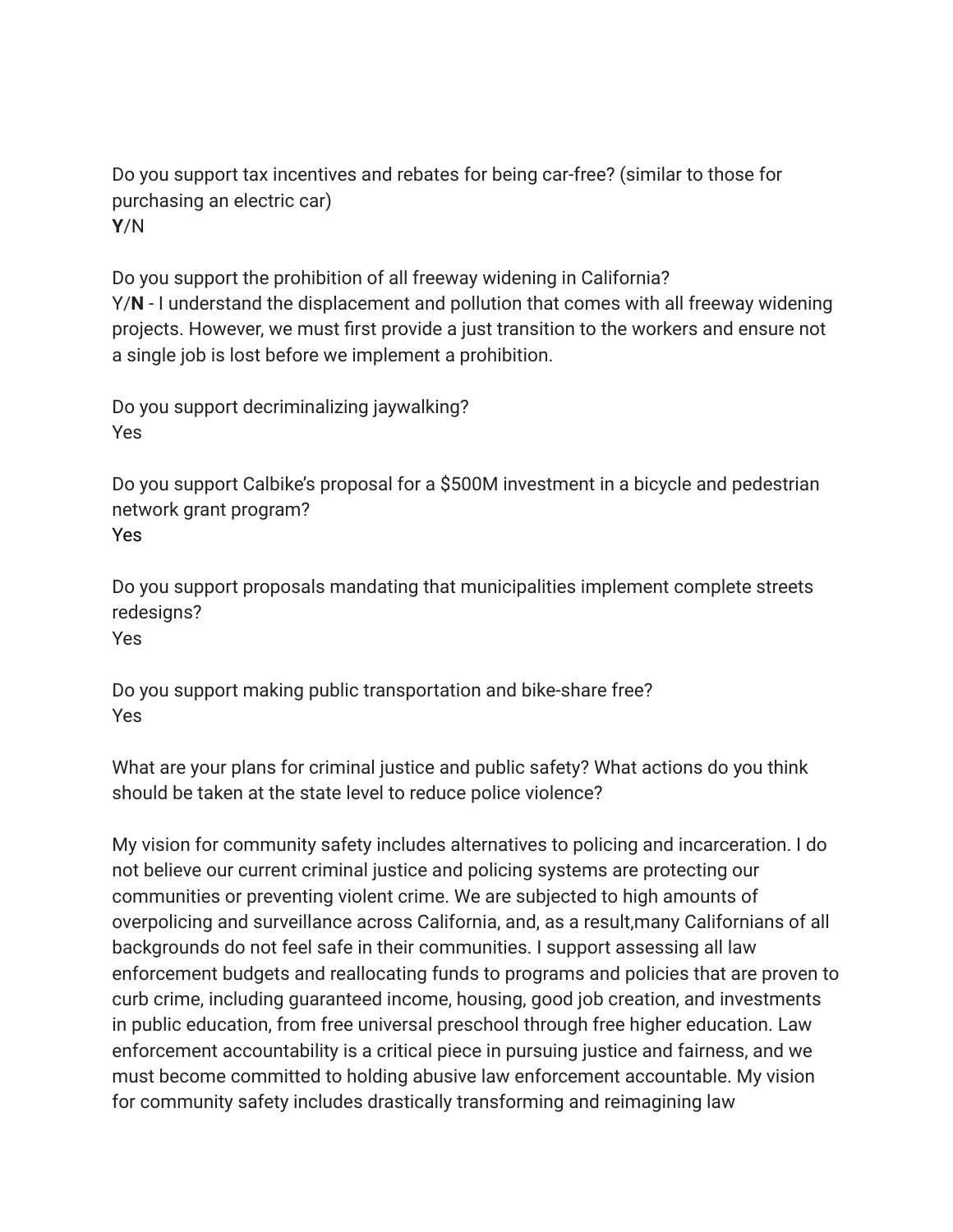Do you support tax incentives and rebates for being car-free? (similar to those for purchasing an electric car)
**Y**/N

Do you support the prohibition of all freeway widening in California?
Y/**N** - I understand the displacement and pollution that comes with all freeway widening projects. However, we must first provide a just transition to the workers and ensure not a single job is lost before we implement a prohibition.

Do you support decriminalizing jaywalking?
Yes

Do you support Calbike's proposal for a $500M investment in a bicycle and pedestrian network grant program?
Yes

Do you support proposals mandating that municipalities implement complete streets redesigns?
Yes

Do you support making public transportation and bike-share free?
Yes

What are your plans for criminal justice and public safety? What actions do you think should be taken at the state level to reduce police violence?

My vision for community safety includes alternatives to policing and incarceration. I do not believe our current criminal justice and policing systems are protecting our communities or preventing violent crime. We are subjected to high amounts of overpolicing and surveillance across California, and, as a result,many Californians of all backgrounds do not feel safe in their communities. I support assessing all law enforcement budgets and reallocating funds to programs and policies that are proven to curb crime, including guaranteed income, housing, good job creation, and investments in public education, from free universal preschool through free higher education. Law enforcement accountability is a critical piece in pursuing justice and fairness, and we must become committed to holding abusive law enforcement accountable. My vision for community safety includes drastically transforming and reimagining law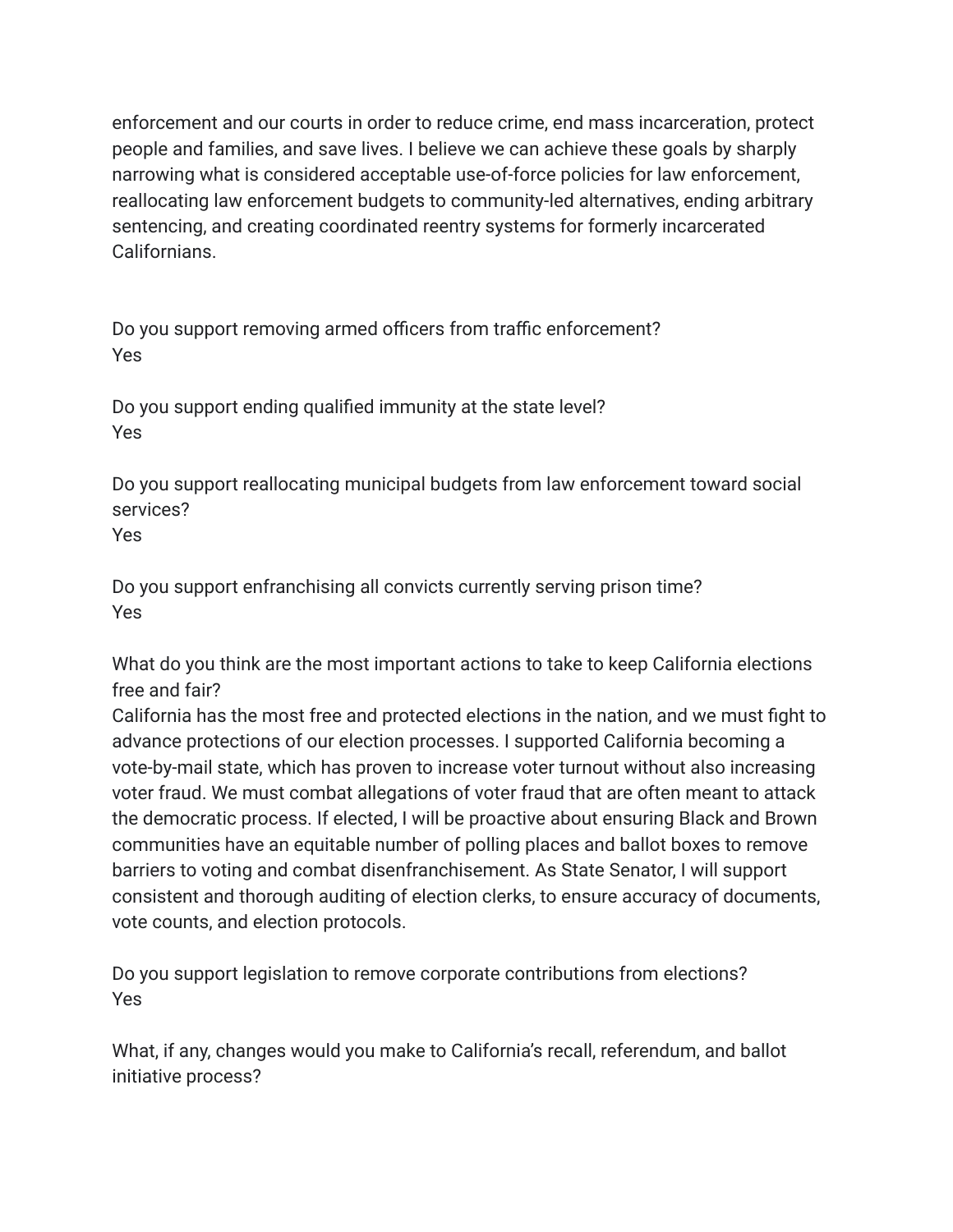enforcement and our courts in order to reduce crime, end mass incarceration, protect people and families, and save lives. I believe we can achieve these goals by sharply narrowing what is considered acceptable use-of-force policies for law enforcement, reallocating law enforcement budgets to community-led alternatives, ending arbitrary sentencing, and creating coordinated reentry systems for formerly incarcerated Californians.

Do you support removing armed officers from traffic enforcement?
Yes

Do you support ending qualified immunity at the state level?
Yes

Do you support reallocating municipal budgets from law enforcement toward social services?
Yes

Do you support enfranchising all convicts currently serving prison time?
Yes

What do you think are the most important actions to take to keep California elections free and fair?
California has the most free and protected elections in the nation, and we must fight to advance protections of our election processes. I supported California becoming a vote-by-mail state, which has proven to increase voter turnout without also increasing voter fraud. We must combat allegations of voter fraud that are often meant to attack the democratic process. If elected, I will be proactive about ensuring Black and Brown communities have an equitable number of polling places and ballot boxes to remove barriers to voting and combat disenfranchisement. As State Senator, I will support consistent and thorough auditing of election clerks, to ensure accuracy of documents, vote counts, and election protocols.

Do you support legislation to remove corporate contributions from elections?
Yes

What, if any, changes would you make to California's recall, referendum, and ballot initiative process?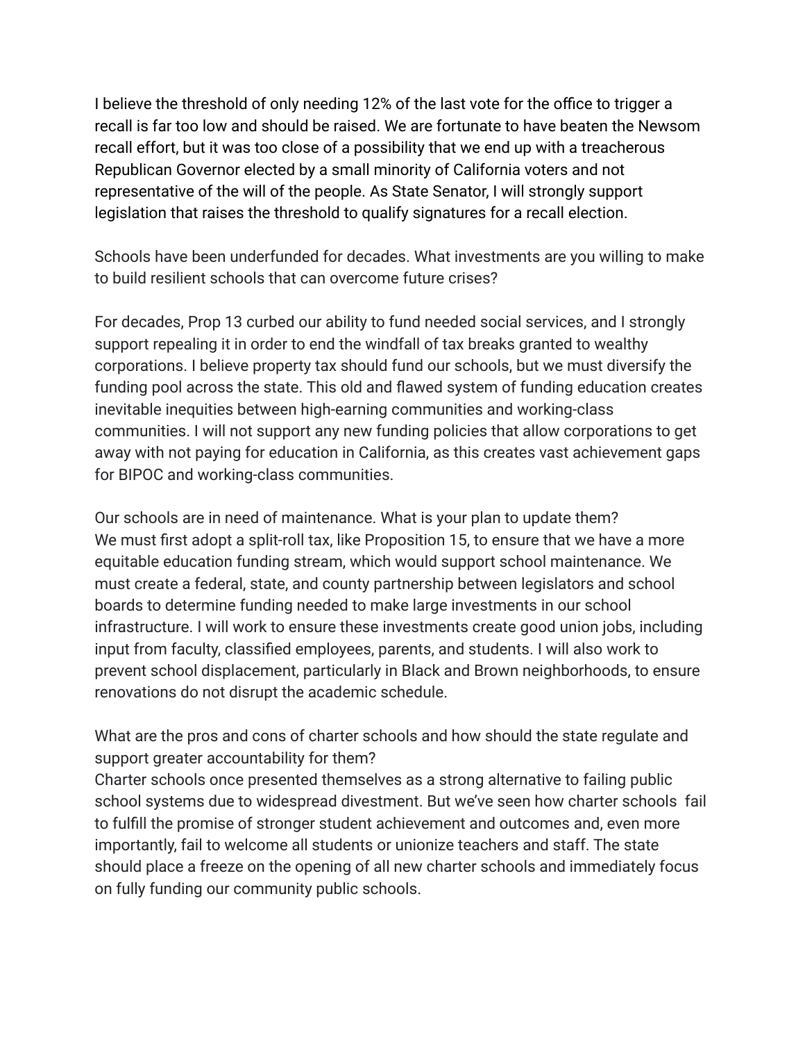I believe the threshold of only needing 12% of the last vote for the office to trigger a recall is far too low and should be raised. We are fortunate to have beaten the Newsom recall effort, but it was too close of a possibility that we end up with a treacherous Republican Governor elected by a small minority of California voters and not representative of the will of the people. As State Senator, I will strongly support legislation that raises the threshold to qualify signatures for a recall election.

Schools have been underfunded for decades. What investments are you willing to make to build resilient schools that can overcome future crises?

For decades, Prop 13 curbed our ability to fund needed social services, and I strongly support repealing it in order to end the windfall of tax breaks granted to wealthy corporations. I believe property tax should fund our schools, but we must diversify the funding pool across the state. This old and flawed system of funding education creates inevitable inequities between high-earning communities and working-class communities. I will not support any new funding policies that allow corporations to get away with not paying for education in California, as this creates vast achievement gaps for BIPOC and working-class communities.

Our schools are in need of maintenance. What is your plan to update them?
We must first adopt a split-roll tax, like Proposition 15, to ensure that we have a more equitable education funding stream, which would support school maintenance. We must create a federal, state, and county partnership between legislators and school boards to determine funding needed to make large investments in our school infrastructure. I will work to ensure these investments create good union jobs, including input from faculty, classified employees, parents, and students. I will also work to prevent school displacement, particularly in Black and Brown neighborhoods, to ensure renovations do not disrupt the academic schedule.

What are the pros and cons of charter schools and how should the state regulate and support greater accountability for them?
Charter schools once presented themselves as a strong alternative to failing public school systems due to widespread divestment. But we've seen how charter schools fail to fulfill the promise of stronger student achievement and outcomes and, even more importantly, fail to welcome all students or unionize teachers and staff. The state should place a freeze on the opening of all new charter schools and immediately focus on fully funding our community public schools.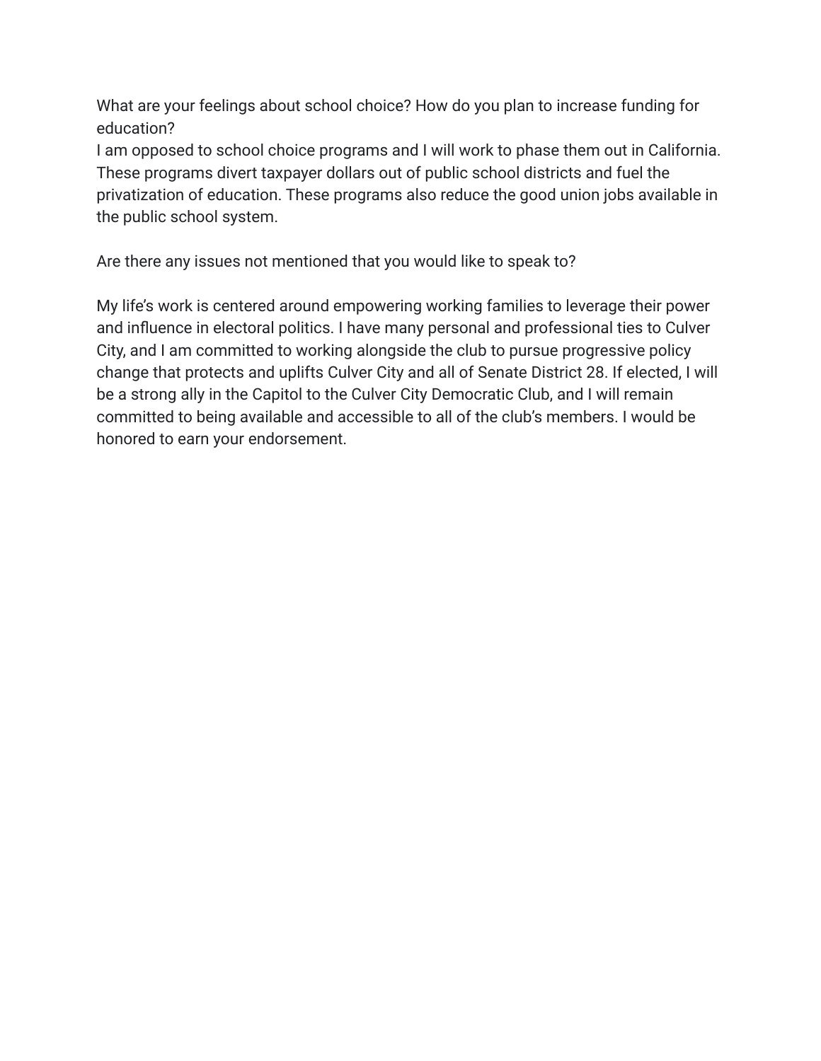What are your feelings about school choice? How do you plan to increase funding for education?

I am opposed to school choice programs and I will work to phase them out in California. These programs divert taxpayer dollars out of public school districts and fuel the privatization of education. These programs also reduce the good union jobs available in the public school system.

Are there any issues not mentioned that you would like to speak to?

My life's work is centered around empowering working families to leverage their power and influence in electoral politics. I have many personal and professional ties to Culver City, and I am committed to working alongside the club to pursue progressive policy change that protects and uplifts Culver City and all of Senate District 28. If elected, I will be a strong ally in the Capitol to the Culver City Democratic Club, and I will remain committed to being available and accessible to all of the club's members. I would be honored to earn your endorsement.